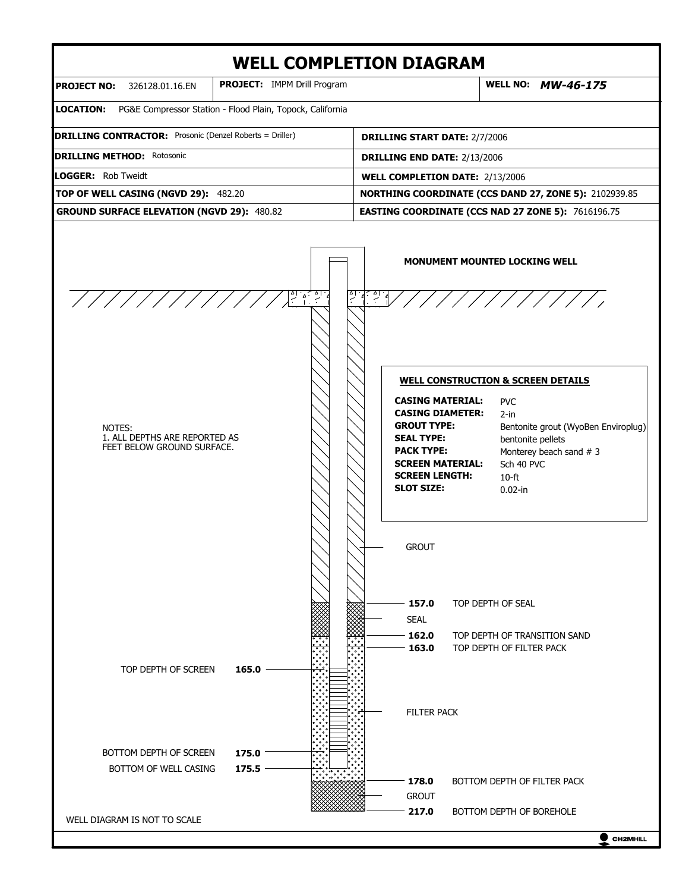# WELL COMPLETION DIAGRAM

| | | |
|---|---|---|
| **PROJECT NO:** 326128.01.16.EN | **PROJECT:** IMPM Drill Program | **WELL NO:** ***MW-46-175*** |

**LOCATION:** PG&E Compressor Station - Flood Plain, Topock, California

| | |
|---|---|
| **DRILLING CONTRACTOR:** Prosonic (Denzel Roberts = Driller) | **DRILLING START DATE:** 2/7/2006 |
| **DRILLING METHOD:** Rotosonic | **DRILLING END DATE:** 2/13/2006 |
| **LOGGER:** Rob Tweidt | **WELL COMPLETION DATE:** 2/13/2006 |
| **TOP OF WELL CASING (NGVD 29):** 482.20 | **NORTHING COORDINATE (CCS DAND 27, ZONE 5):** 2102939.85 |
| **GROUND SURFACE ELEVATION (NGVD 29):** 480.82 | **EASTING COORDINATE (CCS NAD 27 ZONE 5):** 7616196.75 |

**MONUMENT MOUNTED LOCKING WELL**

NOTES:
1. ALL DEPTHS ARE REPORTED AS FEET BELOW GROUND SURFACE.

**WELL CONSTRUCTION & SCREEN DETAILS**

| | |
|---|---|
| **CASING MATERIAL:** | PVC |
| **CASING DIAMETER:** | 2-in |
| **GROUT TYPE:** | Bentonite grout (WyoBen Enviroplug) |
| **SEAL TYPE:** | bentonite pellets |
| **PACK TYPE:** | Monterey beach sand # 3 |
| **SCREEN MATERIAL:** | Sch 40 PVC |
| **SCREEN LENGTH:** | 10-ft |
| **SLOT SIZE:** | 0.02-in |

GROUT

**157.0** TOP DEPTH OF SEAL

SEAL

**162.0** TOP DEPTH OF TRANSITION SAND

**163.0** TOP DEPTH OF FILTER PACK

TOP DEPTH OF SCREEN **165.0**

FILTER PACK

BOTTOM DEPTH OF SCREEN **175.0**

BOTTOM OF WELL CASING **175.5**

**178.0** BOTTOM DEPTH OF FILTER PACK

GROUT

**217.0** BOTTOM DEPTH OF BOREHOLE

WELL DIAGRAM IS NOT TO SCALE

CH2MHILL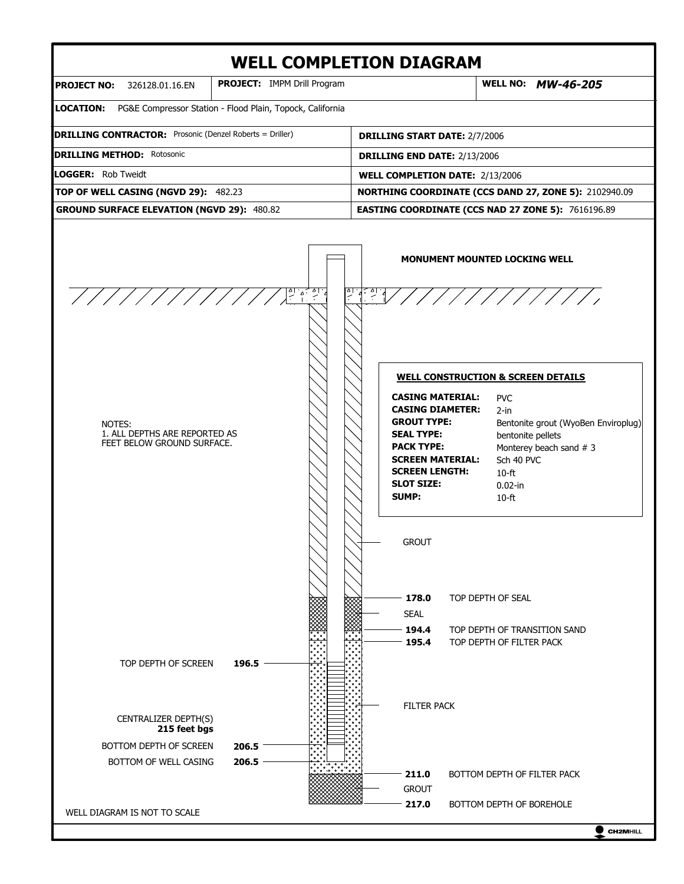# WELL COMPLETION DIAGRAM

| **PROJECT NO:** 326128.01.16.EN | **PROJECT:** IMPM Drill Program | **WELL NO:** ***MW-46-205*** |
|---|---|---|
| **LOCATION:** PG&E Compressor Station - Flood Plain, Topock, California | | |

| | |
|---|---|
| **DRILLING CONTRACTOR:** Prosonic (Denzel Roberts = Driller) | **DRILLING START DATE:** 2/7/2006 |
| **DRILLING METHOD:** Rotosonic | **DRILLING END DATE:** 2/13/2006 |
| **LOGGER:** Rob Tweidt | **WELL COMPLETION DATE:** 2/13/2006 |
| **TOP OF WELL CASING (NGVD 29):** 482.23 | **NORTHING COORDINATE (CCS DAND 27, ZONE 5):** 2102940.09 |
| **GROUND SURFACE ELEVATION (NGVD 29):** 480.82 | **EASTING COORDINATE (CCS NAD 27 ZONE 5):** 7616196.89 |

**MONUMENT MOUNTED LOCKING WELL**

NOTES:
1. ALL DEPTHS ARE REPORTED AS FEET BELOW GROUND SURFACE.

**WELL CONSTRUCTION & SCREEN DETAILS**

| | |
|---|---|
| **CASING MATERIAL:** | PVC |
| **CASING DIAMETER:** | 2-in |
| **GROUT TYPE:** | Bentonite grout (WyoBen Enviroplug) |
| **SEAL TYPE:** | bentonite pellets |
| **PACK TYPE:** | Monterey beach sand # 3 |
| **SCREEN MATERIAL:** | Sch 40 PVC |
| **SCREEN LENGTH:** | 10-ft |
| **SLOT SIZE:** | 0.02-in |
| **SUMP:** | 10-ft |

GROUT

**178.0** TOP DEPTH OF SEAL

SEAL

**194.4** TOP DEPTH OF TRANSITION SAND

**195.4** TOP DEPTH OF FILTER PACK

TOP DEPTH OF SCREEN **196.5**

FILTER PACK

CENTRALIZER DEPTH(S)
**215 feet bgs**

BOTTOM DEPTH OF SCREEN **206.5**

BOTTOM OF WELL CASING **206.5**

**211.0** BOTTOM DEPTH OF FILTER PACK

GROUT

**217.0** BOTTOM DEPTH OF BOREHOLE

WELL DIAGRAM IS NOT TO SCALE

CH2MHILL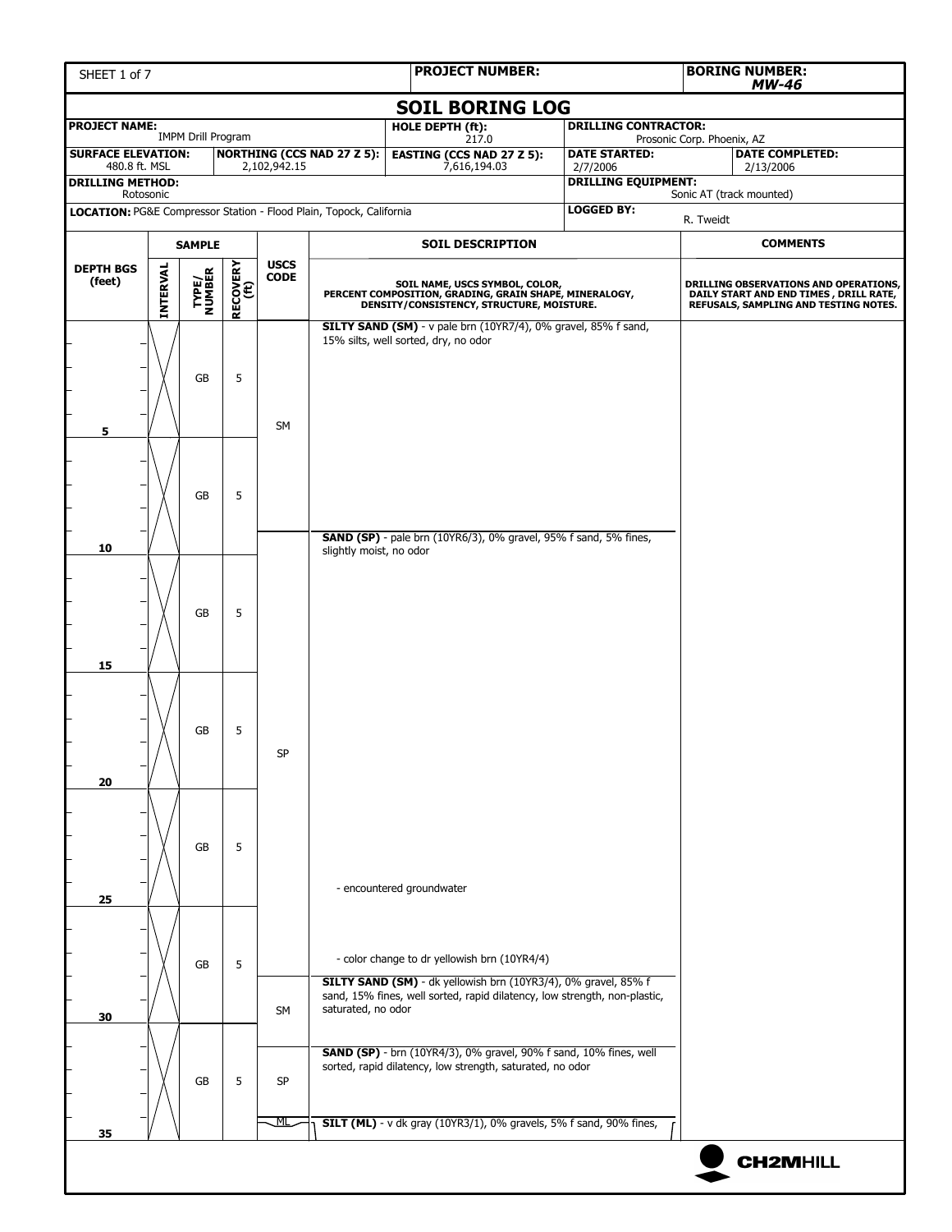| SHEET 1 of 7 | PROJECT NUMBER: | BORING NUMBER: *MW-46* |
|---|---|---|

## SOIL BORING LOG

| | | | |
|---|---|---|---|
| **PROJECT NAME:** IMPM Drill Program | | **HOLE DEPTH (ft):** 217.0 | **DRILLING CONTRACTOR:** Prosonic Corp. Phoenix, AZ |
| **SURFACE ELEVATION:** 480.8 ft. MSL | **NORTHING (CCS NAD 27 Z 5):** 2,102,942.15 | **EASTING (CCS NAD 27 Z 5):** 7,616,194.03 | **DATE STARTED:** 2/7/2006 / **DATE COMPLETED:** 2/13/2006 |
| **DRILLING METHOD:** Rotosonic | | | **DRILLING EQUIPMENT:** Sonic AT (track mounted) |
| **LOCATION:** PG&E Compressor Station - Flood Plain, Topock, California | | | **LOGGED BY:** R. Tweidt |

| DEPTH BGS (feet) | SAMPLE INTERVAL | SAMPLE TYPE/NUMBER | SAMPLE RECOVERY (ft) | USCS CODE | SOIL DESCRIPTION (SOIL NAME, USCS SYMBOL, COLOR, PERCENT COMPOSITION, GRADING, GRAIN SHAPE, MINERALOGY, DENSITY/CONSISTENCY, STRUCTURE, MOISTURE.) | COMMENTS (DRILLING OBSERVATIONS AND OPERATIONS, DAILY START AND END TIMES, DRILL RATE, REFUSALS, SAMPLING AND TESTING NOTES.) |
|---|---|---|---|---|---|---|
| 0–5 | X | GB | 5 | SM | **SILTY SAND (SM)** - v pale brn (10YR7/4), 0% gravel, 85% f sand, 15% silts, well sorted, dry, no odor | |
| 5–10 | X | GB | 5 | SM | | |
| 10 | | | | SP | **SAND (SP)** - pale brn (10YR6/3), 0% gravel, 95% f sand, 5% fines, slightly moist, no odor | |
| 10–15 | X | GB | 5 | SP | | |
| 15–20 | X | GB | 5 | SP | | |
| 20–25 | X | GB | 5 | SP | - encountered groundwater | |
| 25–30 | X | GB | 5 | SP | - color change to dr yellowish brn (10YR4/4) | |
| 28–31 | | | | SM | **SILTY SAND (SM)** - dk yellowish brn (10YR3/4), 0% gravel, 85% f sand, 15% fines, well sorted, rapid dilatency, low strength, non-plastic, saturated, no odor | |
| 30–35 | X | GB | 5 | SP | **SAND (SP)** - brn (10YR4/3), 0% gravel, 90% f sand, 10% fines, well sorted, rapid dilatency, low strength, saturated, no odor | |
| 35 | | | | ML | **SILT (ML)** - v dk gray (10YR3/1), 0% gravels, 5% f sand, 90% fines, | |

CH2MHILL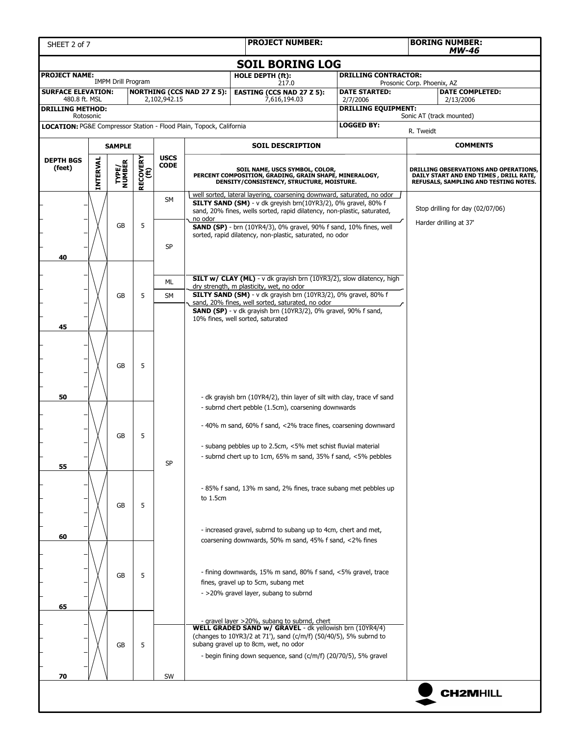| PROJECT NUMBER: | BORING NUMBER: *MW-46* |
|---|---|

# SOIL BORING LOG

| | | | |
|---|---|---|---|
| **PROJECT NAME:** IMPM Drill Program | **HOLE DEPTH (ft):** 217.0 | **DRILLING CONTRACTOR:** Prosonic Corp. Phoenix, AZ | |
| **SURFACE ELEVATION:** 480.8 ft. MSL | **NORTHING (CCS NAD 27 Z 5):** 2,102,942.15 | **EASTING (CCS NAD 27 Z 5):** 7,616,194.03 | **DATE STARTED:** 2/7/2006 / **DATE COMPLETED:** 2/13/2006 |
| **DRILLING METHOD:** Rotosonic | | **DRILLING EQUIPMENT:** Sonic AT (track mounted) | |
| **LOCATION:** PG&E Compressor Station - Flood Plain, Topock, California | | **LOGGED BY:** R. Tweidt | |

| DEPTH BGS (feet) | INTERVAL | TYPE/NUMBER | RECOVERY (ft) | USCS CODE | SOIL DESCRIPTION (SOIL NAME, USCS SYMBOL, COLOR, PERCENT COMPOSITION, GRADING, GRAIN SHAPE, MINERALOGY, DENSITY/CONSISTENCY, STRUCTURE, MOISTURE.) | COMMENTS (DRILLING OBSERVATIONS AND OPERATIONS, DAILY START AND END TIMES, DRILL RATE, REFUSALS, SAMPLING AND TESTING NOTES.) |
|---|---|---|---|---|---|---|
| | | | | SM | well sorted, lateral layering, coarsening downward, saturated, no odor | |
| | | | | SM | **SILTY SAND (SM)** - v dk greyish brn(10YR3/2), 0% gravel, 80% f sand, 20% fines, wells sorted, rapid dilatency, non-plastic, saturated, no odor | Stop drilling for day (02/07/06) |
| | | GB | 5 | SP | **SAND (SP)** - brn (10YR4/3), 0% gravel, 90% f sand, 10% fines, well sorted, rapid dilatency, non-plastic, saturated, no odor | Harder drilling at 37' |
| 40 | | | | | | |
| | | | | ML | **SILT w/ CLAY (ML)** - v dk grayish brn (10YR3/2), slow dilatency, high dry strength, m plasticity, wet, no odor | |
| | | GB | 5 | SM | **SILTY SAND (SM)** - v dk grayish brn (10YR3/2), 0% gravel, 80% f sand, 20% fines, well sorted, saturated, no odor | |
| | | | | SP | **SAND (SP)** - v dk grayish brn (10YR3/2), 0% gravel, 90% f sand, 10% fines, well sorted, saturated | |
| 45 | | | | | | |
| | | GB | 5 | | | |
| 50 | | | | | - dk grayish brn (10YR4/2), thin layer of silt with clay, trace vf sand | |
| | | | | | - subrnd chert pebble (1.5cm), coarsening downwards | |
| | | GB | 5 | | - 40% m sand, 60% f sand, <2% trace fines, coarsening downward | |
| | | | | | - subang pebbles up to 2.5cm, <5% met schist fluvial material | |
| 55 | | | | SP | - subrnd chert up to 1cm, 65% m sand, 35% f sand, <5% pebbles | |
| | | GB | 5 | | - 85% f sand, 13% m sand, 2% fines, trace subang met pebbles up to 1.5cm | |
| 60 | | | | | - increased gravel, subrnd to subang up to 4cm, chert and met, coarsening downwards, 50% m sand, 45% f sand, <2% fines | |
| | | GB | 5 | | - fining downwards, 15% m sand, 80% f sand, <5% gravel, trace fines, gravel up to 5cm, subang met | |
| | | | | | - >20% gravel layer, subang to subrnd | |
| 65 | | | | | - gravel layer >20%, subang to subrnd, chert | |
| | | GB | 5 | SW | **WELL GRADED SAND w/ GRAVEL** - dk yellowish brn (10YR4/4) (changes to 10YR3/2 at 71'), sand (c/m/f) (50/40/5), 5% subrnd to subang gravel up to 8cm, wet, no odor | |
| | | | | | - begin fining down sequence, sand (c/m/f) (20/70/5), 5% gravel | |
| 70 | | | | | | |

CH2MHILL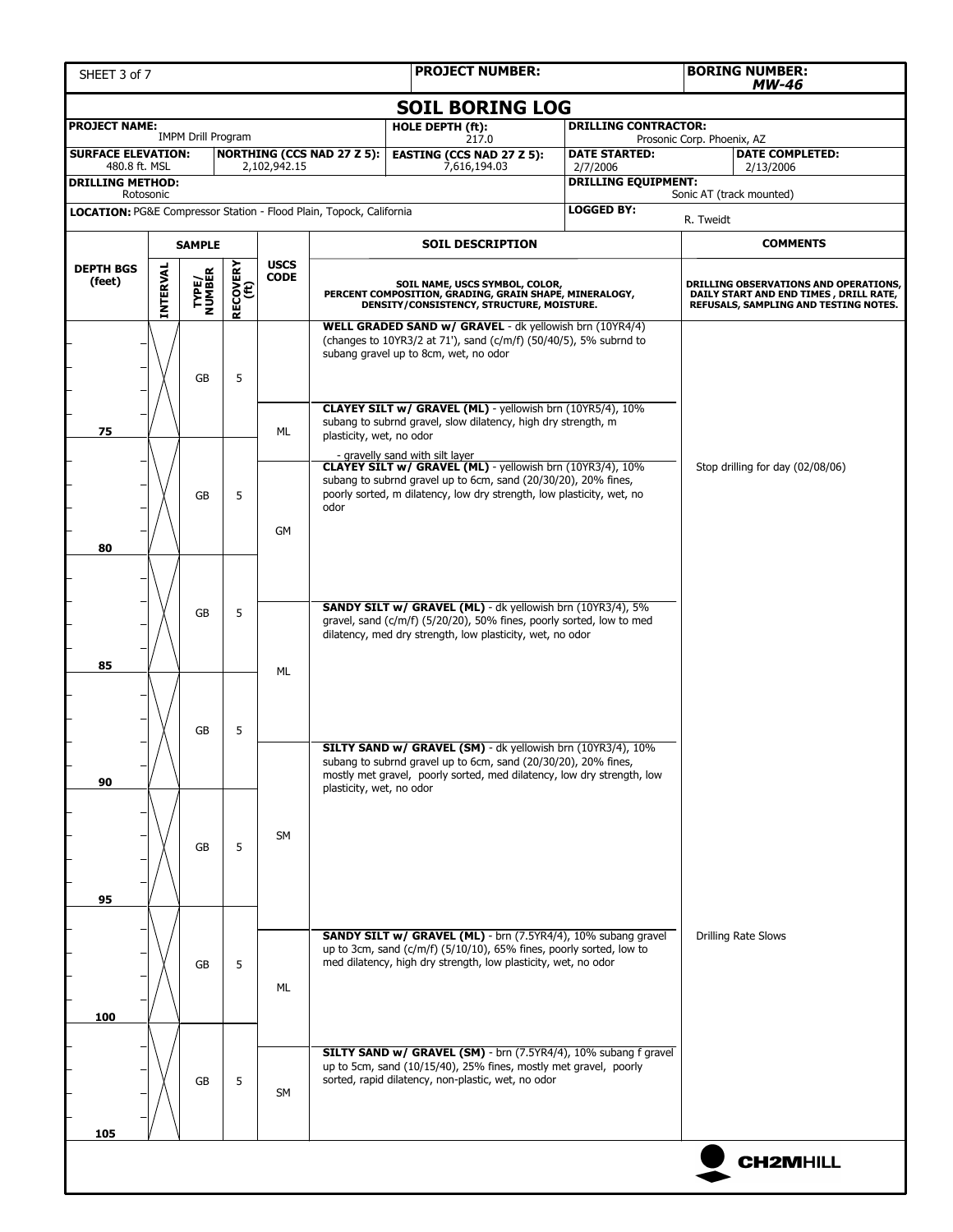SHEET 3 of 7

**PROJECT NUMBER:**

**BORING NUMBER:** ***MW-46***

# SOIL BORING LOG

| **PROJECT NAME:** IMPM Drill Program | | **HOLE DEPTH (ft):** 217.0 | **DRILLING CONTRACTOR:** Prosonic Corp. Phoenix, AZ | |
|---|---|---|---|---|
| **SURFACE ELEVATION:** 480.8 ft. MSL | **NORTHING (CCS NAD 27 Z 5):** 2,102,942.15 | **EASTING (CCS NAD 27 Z 5):** 7,616,194.03 | **DATE STARTED:** 2/7/2006 | **DATE COMPLETED:** 2/13/2006 |
| **DRILLING METHOD:** Rotosonic | | | **DRILLING EQUIPMENT:** Sonic AT (track mounted) | |
| **LOCATION:** PG&E Compressor Station - Flood Plain, Topock, California | | | **LOGGED BY:** R. Tweidt | |

| DEPTH BGS (feet) | SAMPLE INTERVAL | SAMPLE TYPE/NUMBER | SAMPLE RECOVERY (ft) | USCS CODE | SOIL DESCRIPTION<br>SOIL NAME, USCS SYMBOL, COLOR, PERCENT COMPOSITION, GRADING, GRAIN SHAPE, MINERALOGY, DENSITY/CONSISTENCY, STRUCTURE, MOISTURE. | COMMENTS<br>DRILLING OBSERVATIONS AND OPERATIONS, DAILY START AND END TIMES , DRILL RATE, REFUSALS, SAMPLING AND TESTING NOTES. |
|---|---|---|---|---|---|---|
| | X | GB | 5 | | **WELL GRADED SAND w/ GRAVEL** - dk yellowish brn (10YR4/4) (changes to 10YR3/2 at 71'), sand (c/m/f) (50/40/5), 5% subrnd to subang gravel up to 8cm, wet, no odor | |
| 75 | | | | ML | **CLAYEY SILT w/ GRAVEL (ML)** - yellowish brn (10YR5/4), 10% subang to subrnd gravel, slow dilatency, high dry strength, m plasticity, wet, no odor<br>- gravelly sand with silt layer | |
| | X | GB | 5 | GM | **CLAYEY SILT w/ GRAVEL (ML)** - yellowish brn (10YR3/4), 10% subang to subrnd gravel up to 6cm, sand (20/30/20), 20% fines, poorly sorted, m dilatency, low dry strength, low plasticity, wet, no odor | Stop drilling for day (02/08/06) |
| 80 | | | | | | |
| | X | GB | 5 | ML | **SANDY SILT w/ GRAVEL (ML)** - dk yellowish brn (10YR3/4), 5% gravel, sand (c/m/f) (5/20/20), 50% fines, poorly sorted, low to med dilatency, med dry strength, low plasticity, wet, no odor | |
| 85 | X | GB | 5 | | | |
| 90 | | | | SM | **SILTY SAND w/ GRAVEL (SM)** - dk yellowish brn (10YR3/4), 10% subang to subrnd gravel up to 6cm, sand (20/30/20), 20% fines, mostly met gravel, poorly sorted, med dilatency, low dry strength, low plasticity, wet, no odor | |
| | X | GB | 5 | | | |
| 95 | | | | | | |
| | X | GB | 5 | ML | **SANDY SILT w/ GRAVEL (ML)** - brn (7.5YR4/4), 10% subang gravel up to 3cm, sand (c/m/f) (5/10/10), 65% fines, poorly sorted, low to med dilatency, high dry strength, low plasticity, wet, no odor | Drilling Rate Slows |
| 100 | | | | | | |
| | X | GB | 5 | SM | **SILTY SAND w/ GRAVEL (SM)** - brn (7.5YR4/4), 10% subang f gravel up to 5cm, sand (10/15/40), 25% fines, mostly met gravel, poorly sorted, rapid dilatency, non-plastic, wet, no odor | |
| 105 | | | | | | |

CH2MHILL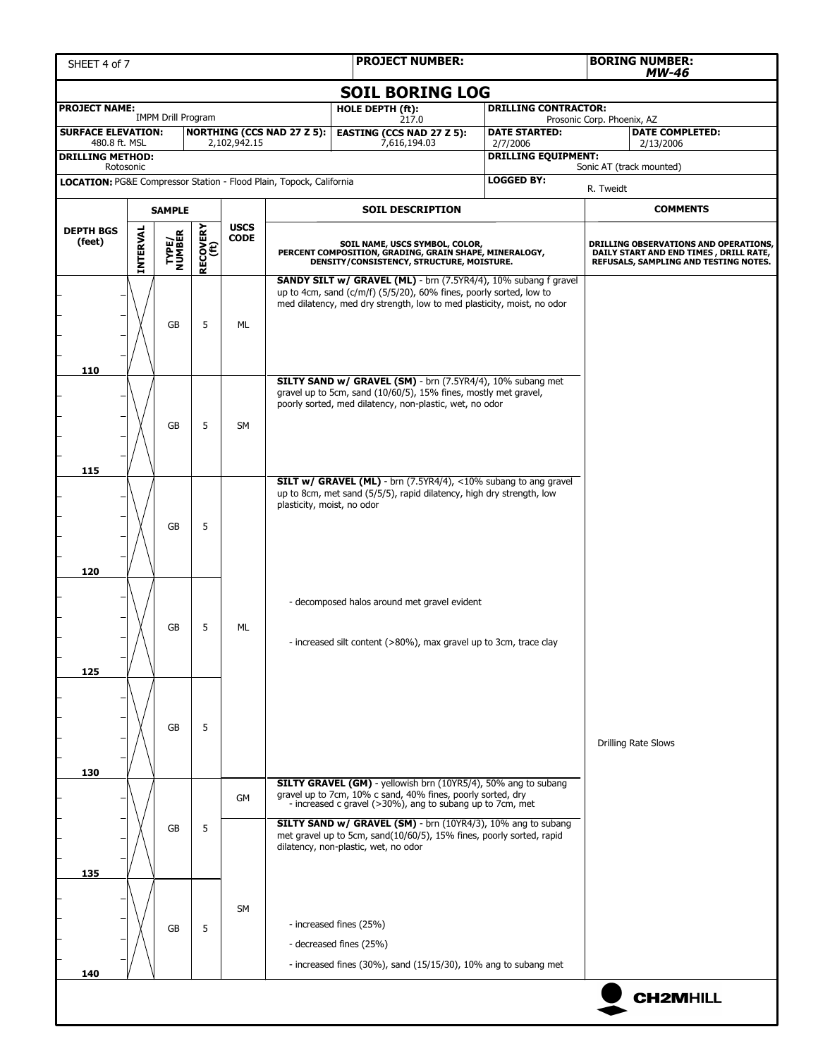# SOIL BORING LOG

| | | | |
|---|---|---|---|
| **PROJECT NUMBER:** | | **BORING NUMBER:** | *MW-46* |
| **PROJECT NAME:** IMPM Drill Program | **HOLE DEPTH (ft):** 217.0 | **DRILLING CONTRACTOR:** Prosonic Corp. Phoenix, AZ | |
| **SURFACE ELEVATION:** 480.8 ft. MSL | **NORTHING (CCS NAD 27 Z 5):** 2,102,942.15 | **EASTING (CCS NAD 27 Z 5):** 7,616,194.03 | **DATE STARTED:** 2/7/2006 / **DATE COMPLETED:** 2/13/2006 |
| **DRILLING METHOD:** Rotosonic | | **DRILLING EQUIPMENT:** Sonic AT (track mounted) | |
| **LOCATION:** PG&E Compressor Station - Flood Plain, Topock, California | | **LOGGED BY:** R. Tweidt | |

| DEPTH BGS (feet) | SAMPLE INTERVAL | SAMPLE TYPE/NUMBER | SAMPLE RECOVERY (ft) | USCS CODE | SOIL DESCRIPTION (SOIL NAME, USCS SYMBOL, COLOR, PERCENT COMPOSITION, GRADING, GRAIN SHAPE, MINERALOGY, DENSITY/CONSISTENCY, STRUCTURE, MOISTURE.) | COMMENTS (DRILLING OBSERVATIONS AND OPERATIONS, DAILY START AND END TIMES, DRILL RATE, REFUSALS, SAMPLING AND TESTING NOTES.) |
|---|---|---|---|---|---|---|
| 105–110 | | GB | 5 | ML | **SANDY SILT w/ GRAVEL (ML)** - brn (7.5YR4/4), 10% subang f gravel up to 4cm, sand (c/m/f) (5/5/20), 60% fines, poorly sorted, low to med dilatency, med dry strength, low to med plasticity, moist, no odor | |
| 110–115 | | GB | 5 | SM | **SILTY SAND w/ GRAVEL (SM)** - brn (7.5YR4/4), 10% subang met gravel up to 5cm, sand (10/60/5), 15% fines, mostly met gravel, poorly sorted, med dilatency, non-plastic, wet, no odor | |
| 115–120 | | GB | 5 | ML | **SILT w/ GRAVEL (ML)** - brn (7.5YR4/4), <10% subang to ang gravel up to 8cm, met sand (5/5/5), rapid dilatency, high dry strength, low plasticity, moist, no odor | |
| 120–125 | | GB | 5 | ML | - decomposed halos around met gravel evident<br>- increased silt content (>80%), max gravel up to 3cm, trace clay | |
| 125–130 | | GB | 5 | ML | | Drilling Rate Slows |
| 130–135 | | GB | 5 | GM | **SILTY GRAVEL (GM)** - yellowish brn (10YR5/4), 50% ang to subang gravel up to 7cm, 10% c sand, 40% fines, poorly sorted, dry<br>- increased c gravel (>30%), ang to subang up to 7cm, met | |
| | | | | SM | **SILTY SAND w/ GRAVEL (SM)** - brn (10YR4/3), 10% ang to subang met gravel up to 5cm, sand(10/60/5), 15% fines, poorly sorted, rapid dilatency, non-plastic, wet, no odor | |
| 135–140 | | GB | 5 | SM | - increased fines (25%)<br>- decreased fines (25%)<br>- increased fines (30%), sand (15/15/30), 10% ang to subang met | |

CH2MHILL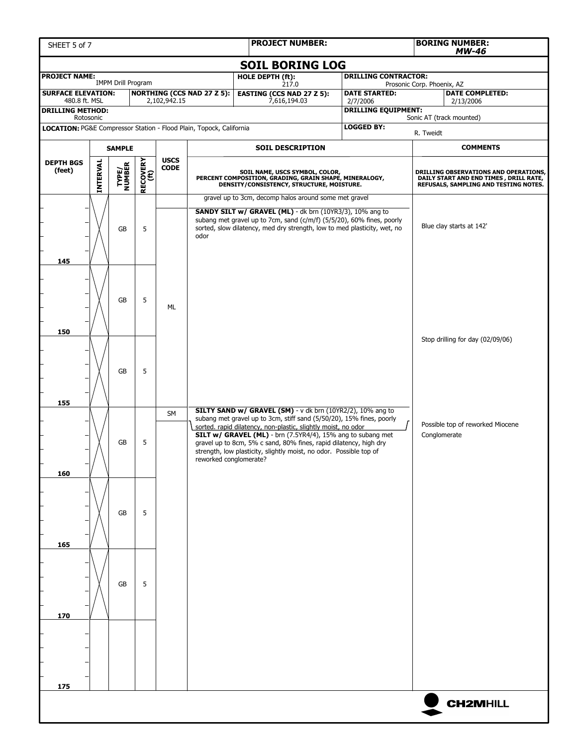| SHEET 5 of 7 | PROJECT NUMBER: | BORING NUMBER: MW-46 |
|---|---|---|

## SOIL BORING LOG

| PROJECT NAME: IMPM Drill Program | | HOLE DEPTH (ft): 217.0 | DRILLING CONTRACTOR: Prosonic Corp. Phoenix, AZ | |
|---|---|---|---|---|
| SURFACE ELEVATION: 480.8 ft. MSL | NORTHING (CCS NAD 27 Z 5): 2,102,942.15 | EASTING (CCS NAD 27 Z 5): 7,616,194.03 | DATE STARTED: 2/7/2006 | DATE COMPLETED: 2/13/2006 |
| DRILLING METHOD: Rotosonic | | | DRILLING EQUIPMENT: Sonic AT (track mounted) | |
| LOCATION: PG&E Compressor Station - Flood Plain, Topock, California | | | LOGGED BY: R. Tweidt | |

| DEPTH BGS (feet) | SAMPLE INTERVAL | SAMPLE TYPE/NUMBER | SAMPLE RECOVERY (ft) | USCS CODE | SOIL DESCRIPTION (SOIL NAME, USCS SYMBOL, COLOR, PERCENT COMPOSITION, GRADING, GRAIN SHAPE, MINERALOGY, DENSITY/CONSISTENCY, STRUCTURE, MOISTURE.) | COMMENTS (DRILLING OBSERVATIONS AND OPERATIONS, DAILY START AND END TIMES, DRILL RATE, REFUSALS, SAMPLING AND TESTING NOTES.) |
|---|---|---|---|---|---|---|
| | | | | | gravel up to 3cm, decomp halos around some met gravel | |
| 145 | X | GB | 5 | ML | **SANDY SILT w/ GRAVEL (ML)** - dk brn (10YR3/3), 10% ang to subang met gravel up to 7cm, sand (c/m/f) (5/5/20), 60% fines, poorly sorted, slow dilatency, med dry strength, low to med plasticity, wet, no odor | Blue clay starts at 142' |
| 150 | X | GB | 5 | ML | | Stop drilling for day (02/09/06) |
| 155 | X | GB | 5 | ML | | |
| | | | | SM | **SILTY SAND w/ GRAVEL (SM)** - v dk brn (10YR2/2), 10% ang to subang met gravel up to 3cm, stiff sand (5/50/20), 15% fines, poorly sorted. rapid dilatency, non-plastic, slightly moist, no odor | |
| 160 | X | GB | 5 | | **SILT w/ GRAVEL (ML)** - brn (7.5YR4/4), 15% ang to subang met gravel up to 8cm, 5% c sand, 80% fines, rapid dilatency, high dry strength, low plasticity, slightly moist, no odor. Possible top of reworked conglomerate? | Possible top of reworked Miocene Conglomerate |
| 165 | X | GB | 5 | | | |
| 170 | X | GB | 5 | | | |
| 175 | | | | | | |

CH2MHILL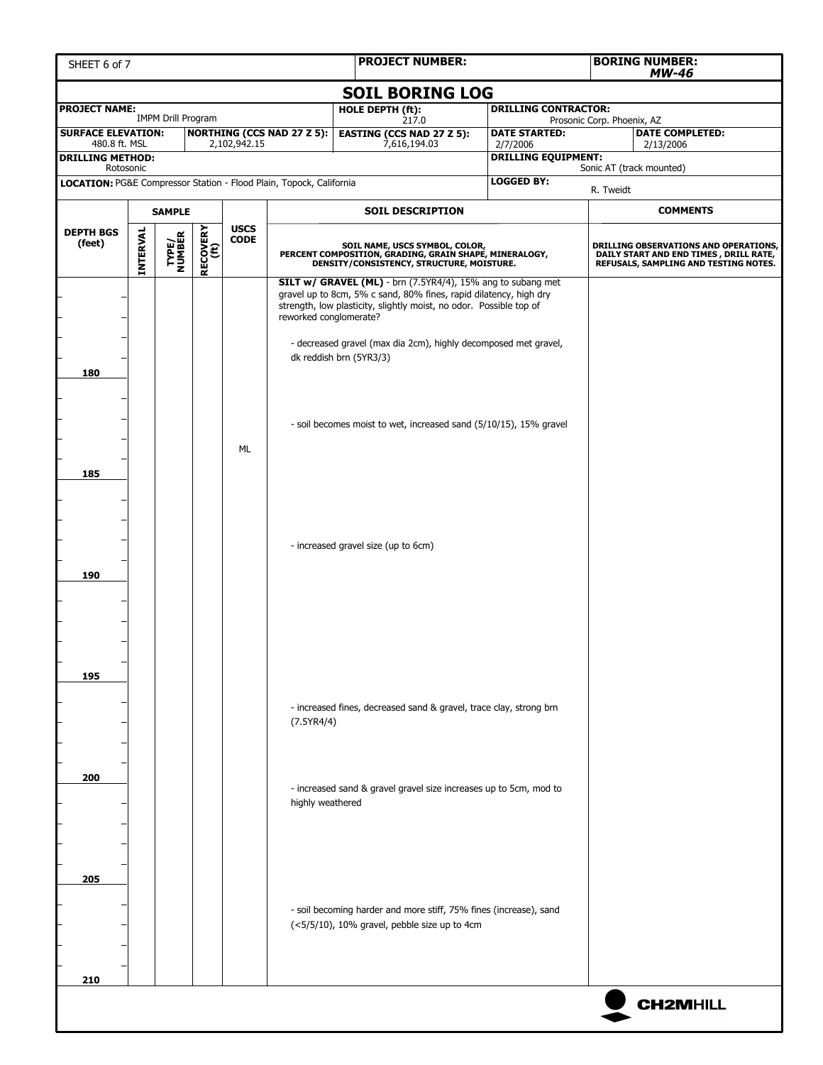| SHEET 6 of 7 | PROJECT NUMBER: | BORING NUMBER: *MW-46* |
|---|---|---|

## SOIL BORING LOG

| PROJECT NAME: IMPM Drill Program | | HOLE DEPTH (ft): 217.0 | DRILLING CONTRACTOR: Prosonic Corp. Phoenix, AZ | |
|---|---|---|---|---|
| SURFACE ELEVATION: 480.8 ft. MSL | NORTHING (CCS NAD 27 Z 5): 2,102,942.15 | EASTING (CCS NAD 27 Z 5): 7,616,194.03 | DATE STARTED: 2/7/2006 | DATE COMPLETED: 2/13/2006 |
| DRILLING METHOD: Rotosonic | | | DRILLING EQUIPMENT: Sonic AT (track mounted) | |
| LOCATION: PG&E Compressor Station - Flood Plain, Topock, California | | | LOGGED BY: R. Tweidt | |

| DEPTH BGS (feet) | SAMPLE INTERVAL | SAMPLE TYPE/ NUMBER | SAMPLE RECOVERY (ft) | USCS CODE | SOIL DESCRIPTION (SOIL NAME, USCS SYMBOL, COLOR, PERCENT COMPOSITION, GRADING, GRAIN SHAPE, MINERALOGY, DENSITY/CONSISTENCY, STRUCTURE, MOISTURE.) | COMMENTS (DRILLING OBSERVATIONS AND OPERATIONS, DAILY START AND END TIMES, DRILL RATE, REFUSALS, SAMPLING AND TESTING NOTES.) |
|---|---|---|---|---|---|---|
| | | | | | **SILT w/ GRAVEL (ML)** - brn (7.5YR4/4), 15% ang to subang met gravel up to 8cm, 5% c sand, 80% fines, rapid dilatency, high dry strength, low plasticity, slightly moist, no odor. Possible top of reworked conglomerate? | |
| | | | | | - decreased gravel (max dia 2cm), highly decomposed met gravel, dk reddish brn (5YR3/3) | |
| 180 | | | | | | |
| | | | | | - soil becomes moist to wet, increased sand (5/10/15), 15% gravel | |
| | | | | ML | | |
| 185 | | | | | | |
| | | | | | - increased gravel size (up to 6cm) | |
| 190 | | | | | | |
| 195 | | | | | | |
| | | | | | - increased fines, decreased sand & gravel, trace clay, strong brn (7.5YR4/4) | |
| 200 | | | | | | |
| | | | | | - increased sand & gravel gravel size increases up to 5cm, mod to highly weathered | |
| 205 | | | | | | |
| | | | | | - soil becoming harder and more stiff, 75% fines (increase), sand (<5/5/10), 10% gravel, pebble size up to 4cm | |
| 210 | | | | | | |

CH2MHILL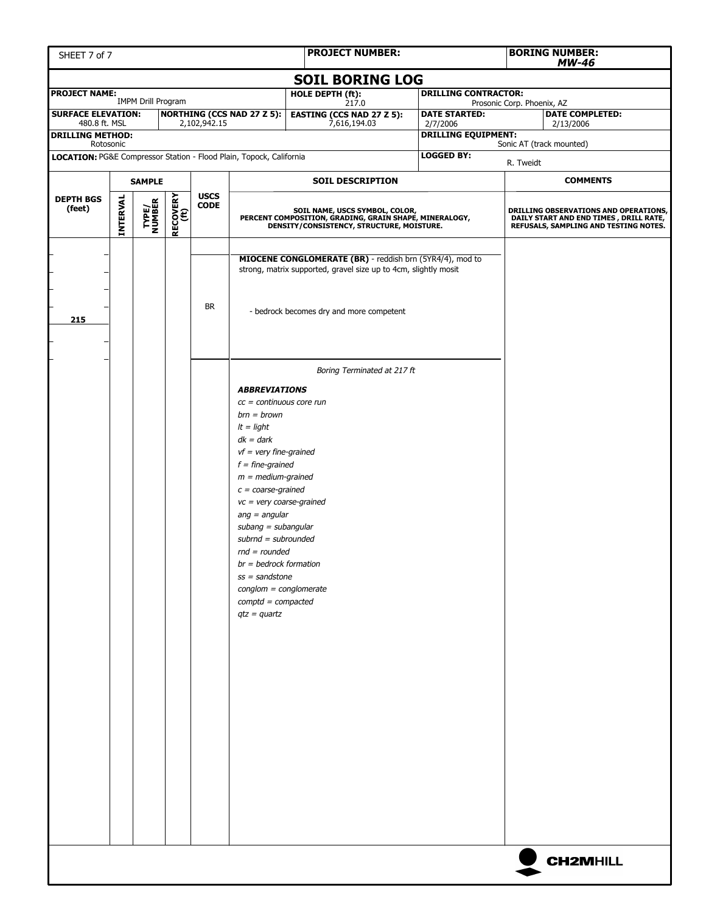| PROJECT NUMBER: | BORING NUMBER: MW-46 |
| --- | --- |

## SOIL BORING LOG

| | | | |
| --- | --- | --- | --- |
| **PROJECT NAME:** IMPM Drill Program | **HOLE DEPTH (ft):** 217.0 | **DRILLING CONTRACTOR:** Prosonic Corp. Phoenix, AZ | |
| **SURFACE ELEVATION:** 480.8 ft. MSL | **NORTHING (CCS NAD 27 Z 5):** 2,102,942.15 | **EASTING (CCS NAD 27 Z 5):** 7,616,194.03 | **DATE STARTED:** 2/7/2006 / **DATE COMPLETED:** 2/13/2006 |
| **DRILLING METHOD:** Rotosonic | | **DRILLING EQUIPMENT:** Sonic AT (track mounted) | |
| **LOCATION:** PG&E Compressor Station - Flood Plain, Topock, California | | **LOGGED BY:** R. Tweidt | |

| DEPTH BGS (feet) | SAMPLE INTERVAL | SAMPLE TYPE/NUMBER | SAMPLE RECOVERY (ft) | USCS CODE | SOIL DESCRIPTION<br>SOIL NAME, USCS SYMBOL, COLOR, PERCENT COMPOSITION, GRADING, GRAIN SHAPE, MINERALOGY, DENSITY/CONSISTENCY, STRUCTURE, MOISTURE. | COMMENTS<br>DRILLING OBSERVATIONS AND OPERATIONS, DAILY START AND END TIMES, DRILL RATE, REFUSALS, SAMPLING AND TESTING NOTES. |
| --- | --- | --- | --- | --- | --- | --- |
| | | | | BR | **MIOCENE CONGLOMERATE (BR)** - reddish brn (5YR4/4), mod to strong, matrix supported, gravel size up to 4cm, slightly mosit | |
| 215 | | | | | - bedrock becomes dry and more competent | |

*Boring Terminated at 217 ft*

***ABBREVIATIONS***

*cc = continuous core run*
*brn = brown*
*lt = light*
*dk = dark*
*vf = very fine-grained*
*f = fine-grained*
*m = medium-grained*
*c = coarse-grained*
*vc = very coarse-grained*
*ang = angular*
*subang = subangular*
*subrnd = subrounded*
*rnd = rounded*
*br = bedrock formation*
*ss = sandstone*
*conglom = conglomerate*
*comptd = compacted*
*qtz = quartz*

CH2MHILL